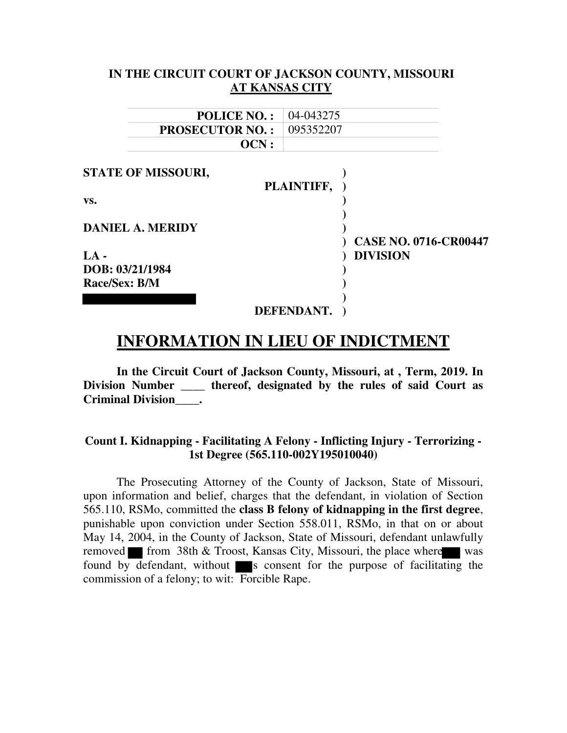**IN THE CIRCUIT COURT OF JACKSON COUNTY, MISSOURI**
**AT KANSAS CITY**

| | |
|---|---|
| **POLICE NO. :** | 04-043275 |
| **PROSECUTOR NO. :** | 095352207 |
| **OCN :** | |

**STATE OF MISSOURI,**
**PLAINTIFF,**

**vs.**

**DANIEL A. MERIDY**

**LA -**
**DOB: 03/21/1984**
**Race/Sex: B/M**

**DEFENDANT.**

**CASE NO. 0716-CR00447**
**DIVISION**

# INFORMATION IN LIEU OF INDICTMENT

**In the Circuit Court of Jackson County, Missouri, at , Term, 2019. In Division Number ____ thereof, designated by the rules of said Court as Criminal Division____.**

### Count I. Kidnapping - Facilitating A Felony - Inflicting Injury - Terrorizing - 1st Degree (565.110-002Y195010040)

The Prosecuting Attorney of the County of Jackson, State of Missouri, upon information and belief, charges that the defendant, in violation of Section 565.110, RSMo, committed the **class B felony of kidnapping in the first degree**, punishable upon conviction under Section 558.011, RSMo, in that on or about May 14, 2004, in the County of Jackson, State of Missouri, defendant unlawfully removed ███ from 38th & Troost, Kansas City, Missouri, the place where ███ was found by defendant, without ███s consent for the purpose of facilitating the commission of a felony; to wit: Forcible Rape.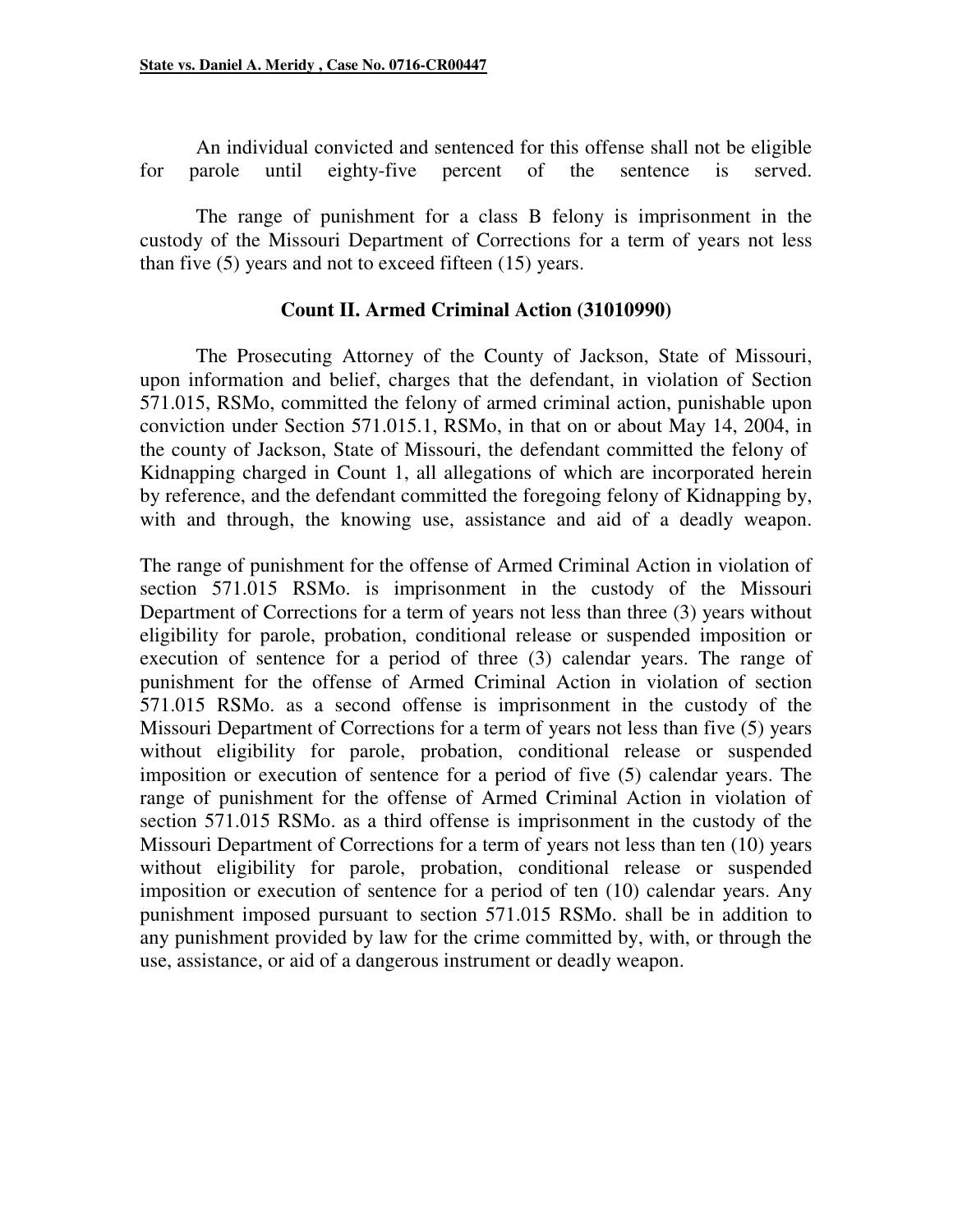An individual convicted and sentenced for this offense shall not be eligible for parole until eighty-five percent of the sentence is served.

The range of punishment for a class B felony is imprisonment in the custody of the Missouri Department of Corrections for a term of years not less than five (5) years and not to exceed fifteen (15) years.

### Count II. Armed Criminal Action (31010990)

The Prosecuting Attorney of the County of Jackson, State of Missouri, upon information and belief, charges that the defendant, in violation of Section 571.015, RSMo, committed the felony of armed criminal action, punishable upon conviction under Section 571.015.1, RSMo, in that on or about May 14, 2004, in the county of Jackson, State of Missouri, the defendant committed the felony of Kidnapping charged in Count 1, all allegations of which are incorporated herein by reference, and the defendant committed the foregoing felony of Kidnapping by, with and through, the knowing use, assistance and aid of a deadly weapon.

The range of punishment for the offense of Armed Criminal Action in violation of section 571.015 RSMo. is imprisonment in the custody of the Missouri Department of Corrections for a term of years not less than three (3) years without eligibility for parole, probation, conditional release or suspended imposition or execution of sentence for a period of three (3) calendar years. The range of punishment for the offense of Armed Criminal Action in violation of section 571.015 RSMo. as a second offense is imprisonment in the custody of the Missouri Department of Corrections for a term of years not less than five (5) years without eligibility for parole, probation, conditional release or suspended imposition or execution of sentence for a period of five (5) calendar years. The range of punishment for the offense of Armed Criminal Action in violation of section 571.015 RSMo. as a third offense is imprisonment in the custody of the Missouri Department of Corrections for a term of years not less than ten (10) years without eligibility for parole, probation, conditional release or suspended imposition or execution of sentence for a period of ten (10) calendar years. Any punishment imposed pursuant to section 571.015 RSMo. shall be in addition to any punishment provided by law for the crime committed by, with, or through the use, assistance, or aid of a dangerous instrument or deadly weapon.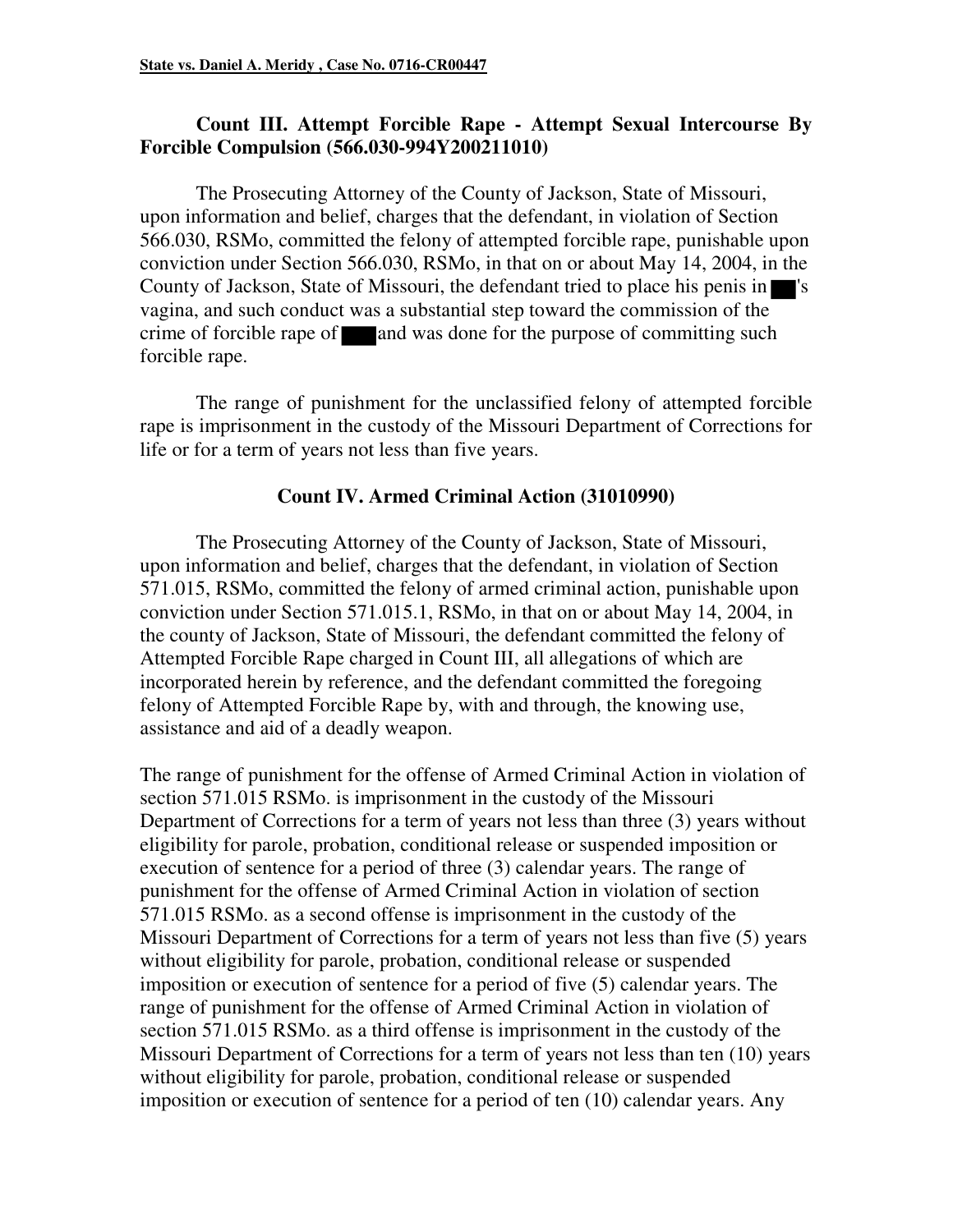**State vs. Daniel A. Meridy , Case No. 0716-CR00447**

### Count III. Attempt Forcible Rape - Attempt Sexual Intercourse By Forcible Compulsion (566.030-994Y200211010)

The Prosecuting Attorney of the County of Jackson, State of Missouri, upon information and belief, charges that the defendant, in violation of Section 566.030, RSMo, committed the felony of attempted forcible rape, punishable upon conviction under Section 566.030, RSMo, in that on or about May 14, 2004, in the County of Jackson, State of Missouri, the defendant tried to place his penis in ███'s vagina, and such conduct was a substantial step toward the commission of the crime of forcible rape of ███ and was done for the purpose of committing such forcible rape.

The range of punishment for the unclassified felony of attempted forcible rape is imprisonment in the custody of the Missouri Department of Corrections for life or for a term of years not less than five years.

### Count IV. Armed Criminal Action (31010990)

The Prosecuting Attorney of the County of Jackson, State of Missouri, upon information and belief, charges that the defendant, in violation of Section 571.015, RSMo, committed the felony of armed criminal action, punishable upon conviction under Section 571.015.1, RSMo, in that on or about May 14, 2004, in the county of Jackson, State of Missouri, the defendant committed the felony of Attempted Forcible Rape charged in Count III, all allegations of which are incorporated herein by reference, and the defendant committed the foregoing felony of Attempted Forcible Rape by, with and through, the knowing use, assistance and aid of a deadly weapon.

The range of punishment for the offense of Armed Criminal Action in violation of section 571.015 RSMo. is imprisonment in the custody of the Missouri Department of Corrections for a term of years not less than three (3) years without eligibility for parole, probation, conditional release or suspended imposition or execution of sentence for a period of three (3) calendar years. The range of punishment for the offense of Armed Criminal Action in violation of section 571.015 RSMo. as a second offense is imprisonment in the custody of the Missouri Department of Corrections for a term of years not less than five (5) years without eligibility for parole, probation, conditional release or suspended imposition or execution of sentence for a period of five (5) calendar years. The range of punishment for the offense of Armed Criminal Action in violation of section 571.015 RSMo. as a third offense is imprisonment in the custody of the Missouri Department of Corrections for a term of years not less than ten (10) years without eligibility for parole, probation, conditional release or suspended imposition or execution of sentence for a period of ten (10) calendar years. Any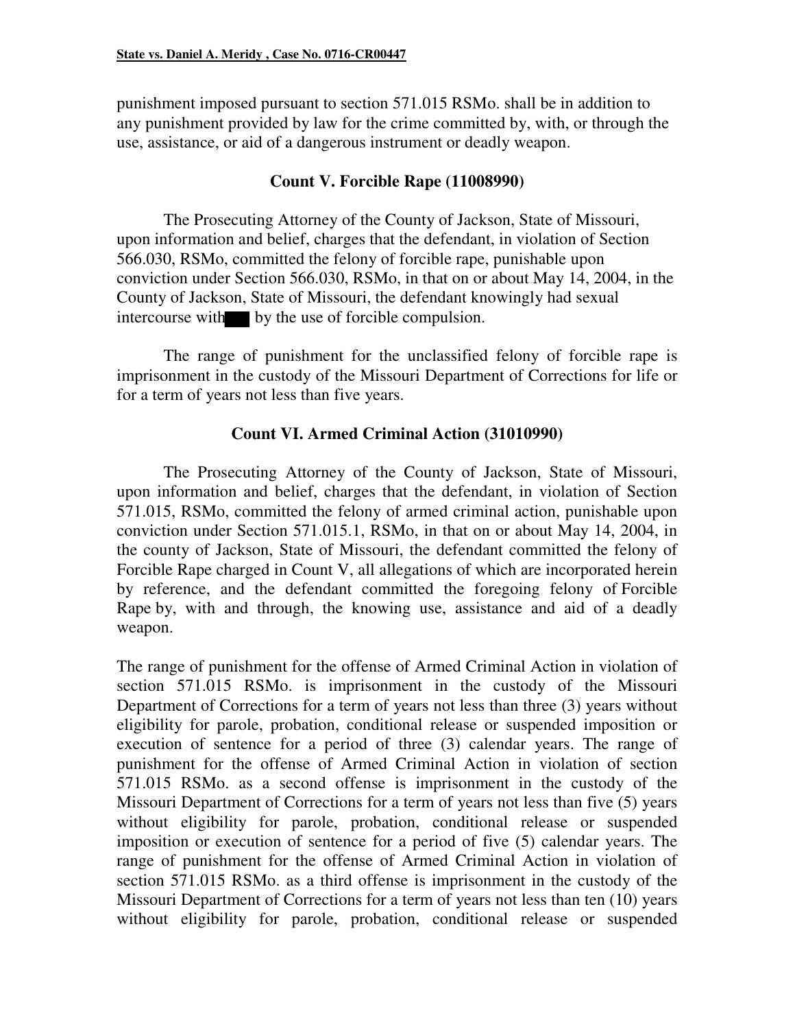punishment imposed pursuant to section 571.015 RSMo. shall be in addition to any punishment provided by law for the crime committed by, with, or through the use, assistance, or aid of a dangerous instrument or deadly weapon.

### Count V. Forcible Rape (11008990)

The Prosecuting Attorney of the County of Jackson, State of Missouri, upon information and belief, charges that the defendant, in violation of Section 566.030, RSMo, committed the felony of forcible rape, punishable upon conviction under Section 566.030, RSMo, in that on or about May 14, 2004, in the County of Jackson, State of Missouri, the defendant knowingly had sexual intercourse with ███ by the use of forcible compulsion.

The range of punishment for the unclassified felony of forcible rape is imprisonment in the custody of the Missouri Department of Corrections for life or for a term of years not less than five years.

### Count VI. Armed Criminal Action (31010990)

The Prosecuting Attorney of the County of Jackson, State of Missouri, upon information and belief, charges that the defendant, in violation of Section 571.015, RSMo, committed the felony of armed criminal action, punishable upon conviction under Section 571.015.1, RSMo, in that on or about May 14, 2004, in the county of Jackson, State of Missouri, the defendant committed the felony of Forcible Rape charged in Count V, all allegations of which are incorporated herein by reference, and the defendant committed the foregoing felony of Forcible Rape by, with and through, the knowing use, assistance and aid of a deadly weapon.

The range of punishment for the offense of Armed Criminal Action in violation of section 571.015 RSMo. is imprisonment in the custody of the Missouri Department of Corrections for a term of years not less than three (3) years without eligibility for parole, probation, conditional release or suspended imposition or execution of sentence for a period of three (3) calendar years. The range of punishment for the offense of Armed Criminal Action in violation of section 571.015 RSMo. as a second offense is imprisonment in the custody of the Missouri Department of Corrections for a term of years not less than five (5) years without eligibility for parole, probation, conditional release or suspended imposition or execution of sentence for a period of five (5) calendar years. The range of punishment for the offense of Armed Criminal Action in violation of section 571.015 RSMo. as a third offense is imprisonment in the custody of the Missouri Department of Corrections for a term of years not less than ten (10) years without eligibility for parole, probation, conditional release or suspended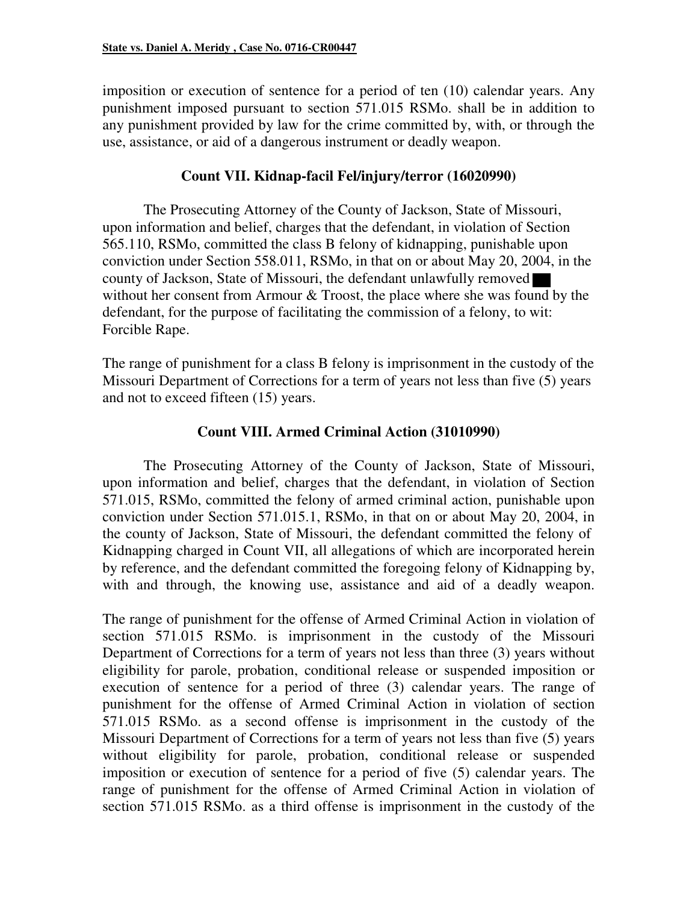imposition or execution of sentence for a period of ten (10) calendar years. Any punishment imposed pursuant to section 571.015 RSMo. shall be in addition to any punishment provided by law for the crime committed by, with, or through the use, assistance, or aid of a dangerous instrument or deadly weapon.

### Count VII. Kidnap-facil Fel/injury/terror (16020990)

The Prosecuting Attorney of the County of Jackson, State of Missouri, upon information and belief, charges that the defendant, in violation of Section 565.110, RSMo, committed the class B felony of kidnapping, punishable upon conviction under Section 558.011, RSMo, in that on or about May 20, 2004, in the county of Jackson, State of Missouri, the defendant unlawfully removed ███ without her consent from Armour & Troost, the place where she was found by the defendant, for the purpose of facilitating the commission of a felony, to wit: Forcible Rape.

The range of punishment for a class B felony is imprisonment in the custody of the Missouri Department of Corrections for a term of years not less than five (5) years and not to exceed fifteen (15) years.

### Count VIII. Armed Criminal Action (31010990)

The Prosecuting Attorney of the County of Jackson, State of Missouri, upon information and belief, charges that the defendant, in violation of Section 571.015, RSMo, committed the felony of armed criminal action, punishable upon conviction under Section 571.015.1, RSMo, in that on or about May 20, 2004, in the county of Jackson, State of Missouri, the defendant committed the felony of Kidnapping charged in Count VII, all allegations of which are incorporated herein by reference, and the defendant committed the foregoing felony of Kidnapping by, with and through, the knowing use, assistance and aid of a deadly weapon.

The range of punishment for the offense of Armed Criminal Action in violation of section 571.015 RSMo. is imprisonment in the custody of the Missouri Department of Corrections for a term of years not less than three (3) years without eligibility for parole, probation, conditional release or suspended imposition or execution of sentence for a period of three (3) calendar years. The range of punishment for the offense of Armed Criminal Action in violation of section 571.015 RSMo. as a second offense is imprisonment in the custody of the Missouri Department of Corrections for a term of years not less than five (5) years without eligibility for parole, probation, conditional release or suspended imposition or execution of sentence for a period of five (5) calendar years. The range of punishment for the offense of Armed Criminal Action in violation of section 571.015 RSMo. as a third offense is imprisonment in the custody of the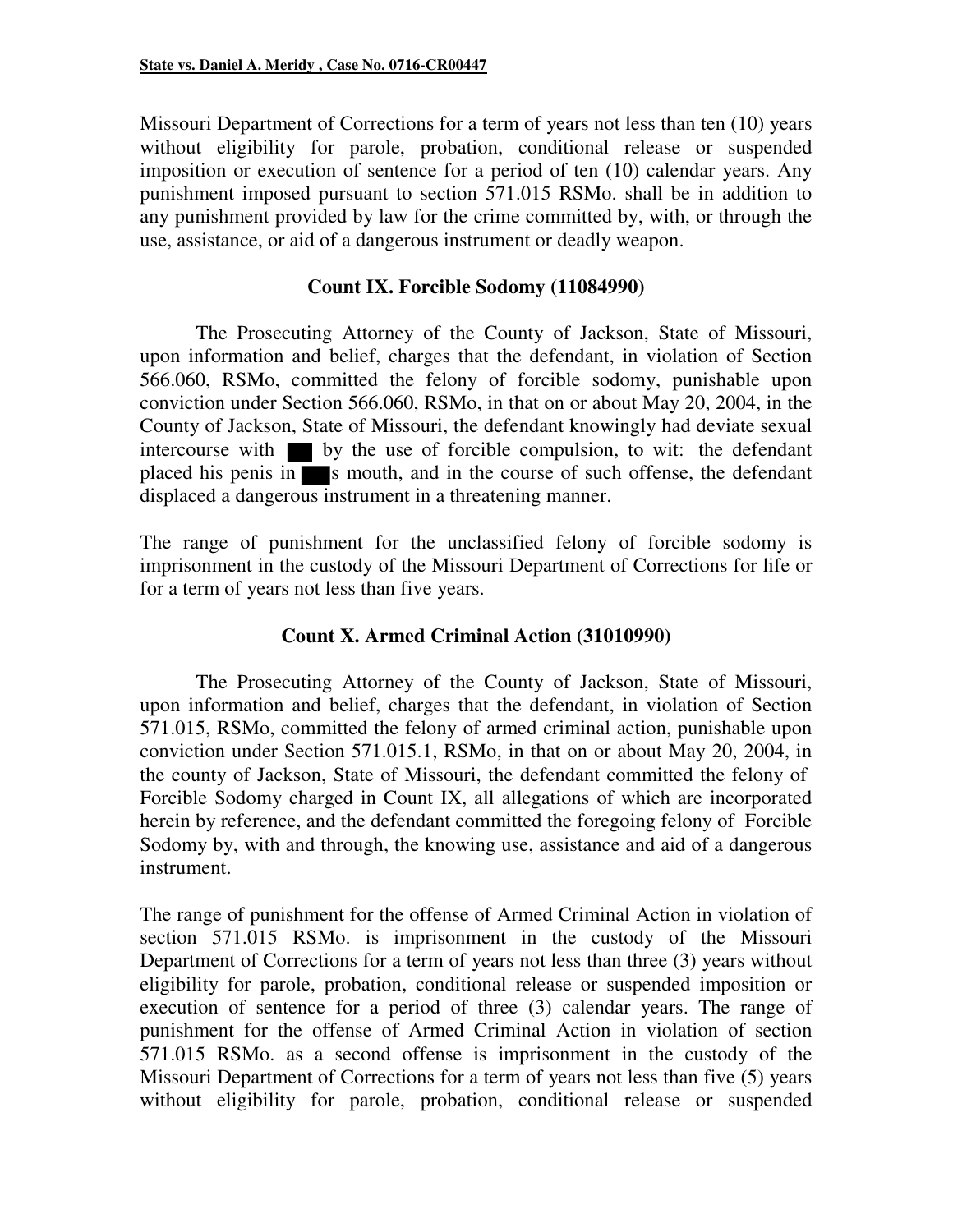Missouri Department of Corrections for a term of years not less than ten (10) years without eligibility for parole, probation, conditional release or suspended imposition or execution of sentence for a period of ten (10) calendar years. Any punishment imposed pursuant to section 571.015 RSMo. shall be in addition to any punishment provided by law for the crime committed by, with, or through the use, assistance, or aid of a dangerous instrument or deadly weapon.

### Count IX. Forcible Sodomy (11084990)

The Prosecuting Attorney of the County of Jackson, State of Missouri, upon information and belief, charges that the defendant, in violation of Section 566.060, RSMo, committed the felony of forcible sodomy, punishable upon conviction under Section 566.060, RSMo, in that on or about May 20, 2004, in the County of Jackson, State of Missouri, the defendant knowingly had deviate sexual intercourse with ███ by the use of forcible compulsion, to wit: the defendant placed his penis in ███s mouth, and in the course of such offense, the defendant displaced a dangerous instrument in a threatening manner.

The range of punishment for the unclassified felony of forcible sodomy is imprisonment in the custody of the Missouri Department of Corrections for life or for a term of years not less than five years.

### Count X. Armed Criminal Action (31010990)

The Prosecuting Attorney of the County of Jackson, State of Missouri, upon information and belief, charges that the defendant, in violation of Section 571.015, RSMo, committed the felony of armed criminal action, punishable upon conviction under Section 571.015.1, RSMo, in that on or about May 20, 2004, in the county of Jackson, State of Missouri, the defendant committed the felony of Forcible Sodomy charged in Count IX, all allegations of which are incorporated herein by reference, and the defendant committed the foregoing felony of Forcible Sodomy by, with and through, the knowing use, assistance and aid of a dangerous instrument.

The range of punishment for the offense of Armed Criminal Action in violation of section 571.015 RSMo. is imprisonment in the custody of the Missouri Department of Corrections for a term of years not less than three (3) years without eligibility for parole, probation, conditional release or suspended imposition or execution of sentence for a period of three (3) calendar years. The range of punishment for the offense of Armed Criminal Action in violation of section 571.015 RSMo. as a second offense is imprisonment in the custody of the Missouri Department of Corrections for a term of years not less than five (5) years without eligibility for parole, probation, conditional release or suspended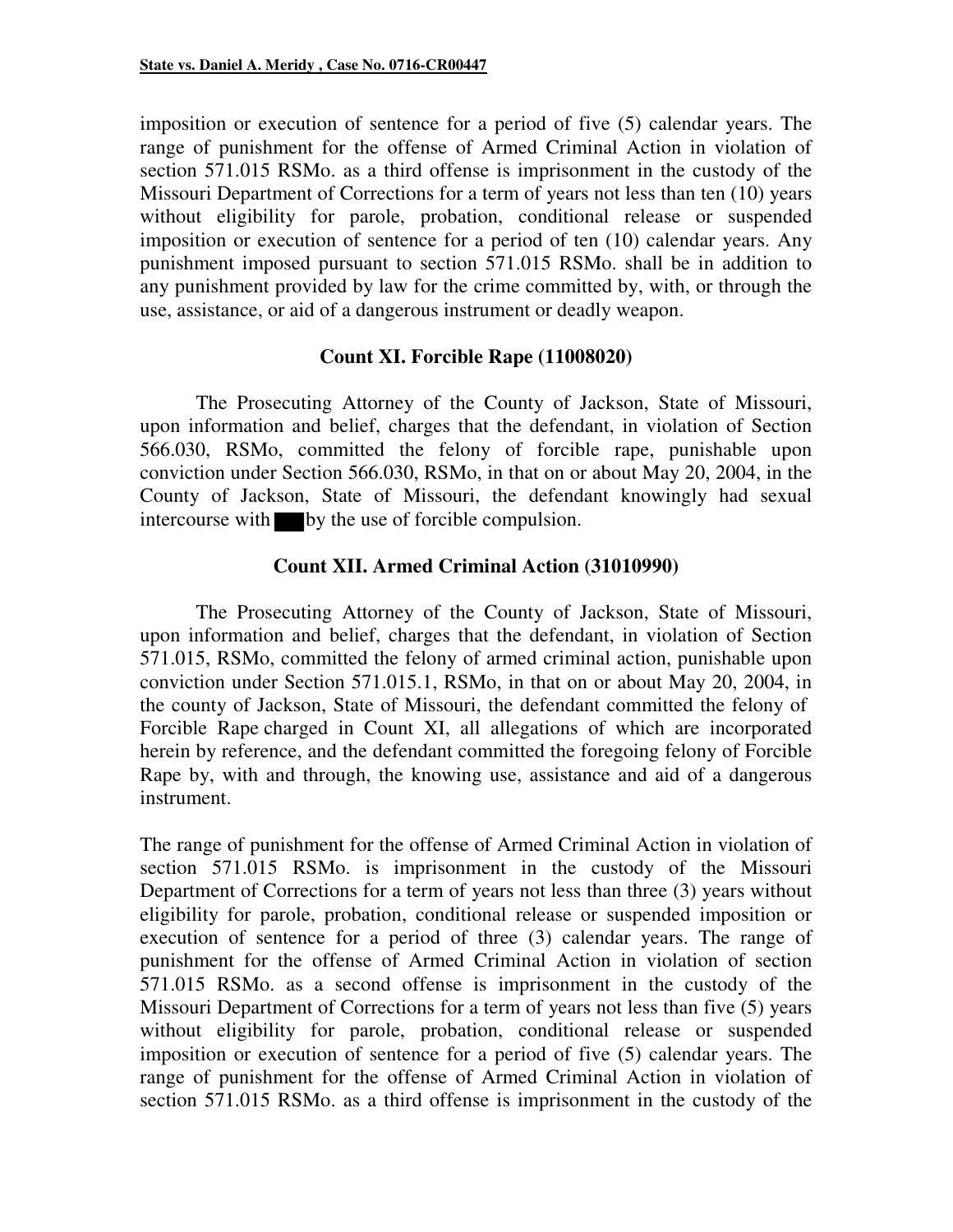imposition or execution of sentence for a period of five (5) calendar years. The range of punishment for the offense of Armed Criminal Action in violation of section 571.015 RSMo. as a third offense is imprisonment in the custody of the Missouri Department of Corrections for a term of years not less than ten (10) years without eligibility for parole, probation, conditional release or suspended imposition or execution of sentence for a period of ten (10) calendar years. Any punishment imposed pursuant to section 571.015 RSMo. shall be in addition to any punishment provided by law for the crime committed by, with, or through the use, assistance, or aid of a dangerous instrument or deadly weapon.

### Count XI. Forcible Rape (11008020)

The Prosecuting Attorney of the County of Jackson, State of Missouri, upon information and belief, charges that the defendant, in violation of Section 566.030, RSMo, committed the felony of forcible rape, punishable upon conviction under Section 566.030, RSMo, in that on or about May 20, 2004, in the County of Jackson, State of Missouri, the defendant knowingly had sexual intercourse with ███ by the use of forcible compulsion.

### Count XII. Armed Criminal Action (31010990)

The Prosecuting Attorney of the County of Jackson, State of Missouri, upon information and belief, charges that the defendant, in violation of Section 571.015, RSMo, committed the felony of armed criminal action, punishable upon conviction under Section 571.015.1, RSMo, in that on or about May 20, 2004, in the county of Jackson, State of Missouri, the defendant committed the felony of Forcible Rape charged in Count XI, all allegations of which are incorporated herein by reference, and the defendant committed the foregoing felony of Forcible Rape by, with and through, the knowing use, assistance and aid of a dangerous instrument.

The range of punishment for the offense of Armed Criminal Action in violation of section 571.015 RSMo. is imprisonment in the custody of the Missouri Department of Corrections for a term of years not less than three (3) years without eligibility for parole, probation, conditional release or suspended imposition or execution of sentence for a period of three (3) calendar years. The range of punishment for the offense of Armed Criminal Action in violation of section 571.015 RSMo. as a second offense is imprisonment in the custody of the Missouri Department of Corrections for a term of years not less than five (5) years without eligibility for parole, probation, conditional release or suspended imposition or execution of sentence for a period of five (5) calendar years. The range of punishment for the offense of Armed Criminal Action in violation of section 571.015 RSMo. as a third offense is imprisonment in the custody of the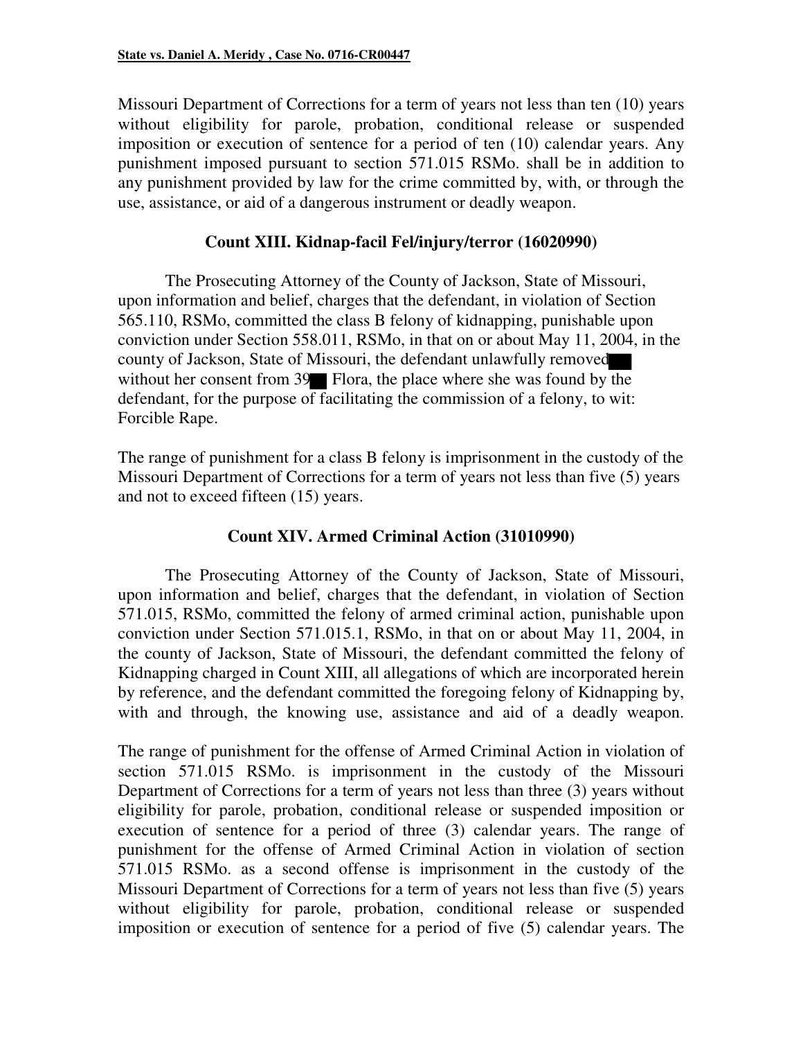Missouri Department of Corrections for a term of years not less than ten (10) years without eligibility for parole, probation, conditional release or suspended imposition or execution of sentence for a period of ten (10) calendar years. Any punishment imposed pursuant to section 571.015 RSMo. shall be in addition to any punishment provided by law for the crime committed by, with, or through the use, assistance, or aid of a dangerous instrument or deadly weapon.

## Count XIII. Kidnap-facil Fel/injury/terror (16020990)

The Prosecuting Attorney of the County of Jackson, State of Missouri, upon information and belief, charges that the defendant, in violation of Section 565.110, RSMo, committed the class B felony of kidnapping, punishable upon conviction under Section 558.011, RSMo, in that on or about May 11, 2004, in the county of Jackson, State of Missouri, the defendant unlawfully removed ██ without her consent from 39██ Flora, the place where she was found by the defendant, for the purpose of facilitating the commission of a felony, to wit: Forcible Rape.

The range of punishment for a class B felony is imprisonment in the custody of the Missouri Department of Corrections for a term of years not less than five (5) years and not to exceed fifteen (15) years.

## Count XIV. Armed Criminal Action (31010990)

The Prosecuting Attorney of the County of Jackson, State of Missouri, upon information and belief, charges that the defendant, in violation of Section 571.015, RSMo, committed the felony of armed criminal action, punishable upon conviction under Section 571.015.1, RSMo, in that on or about May 11, 2004, in the county of Jackson, State of Missouri, the defendant committed the felony of Kidnapping charged in Count XIII, all allegations of which are incorporated herein by reference, and the defendant committed the foregoing felony of Kidnapping by, with and through, the knowing use, assistance and aid of a deadly weapon.

The range of punishment for the offense of Armed Criminal Action in violation of section 571.015 RSMo. is imprisonment in the custody of the Missouri Department of Corrections for a term of years not less than three (3) years without eligibility for parole, probation, conditional release or suspended imposition or execution of sentence for a period of three (3) calendar years. The range of punishment for the offense of Armed Criminal Action in violation of section 571.015 RSMo. as a second offense is imprisonment in the custody of the Missouri Department of Corrections for a term of years not less than five (5) years without eligibility for parole, probation, conditional release or suspended imposition or execution of sentence for a period of five (5) calendar years. The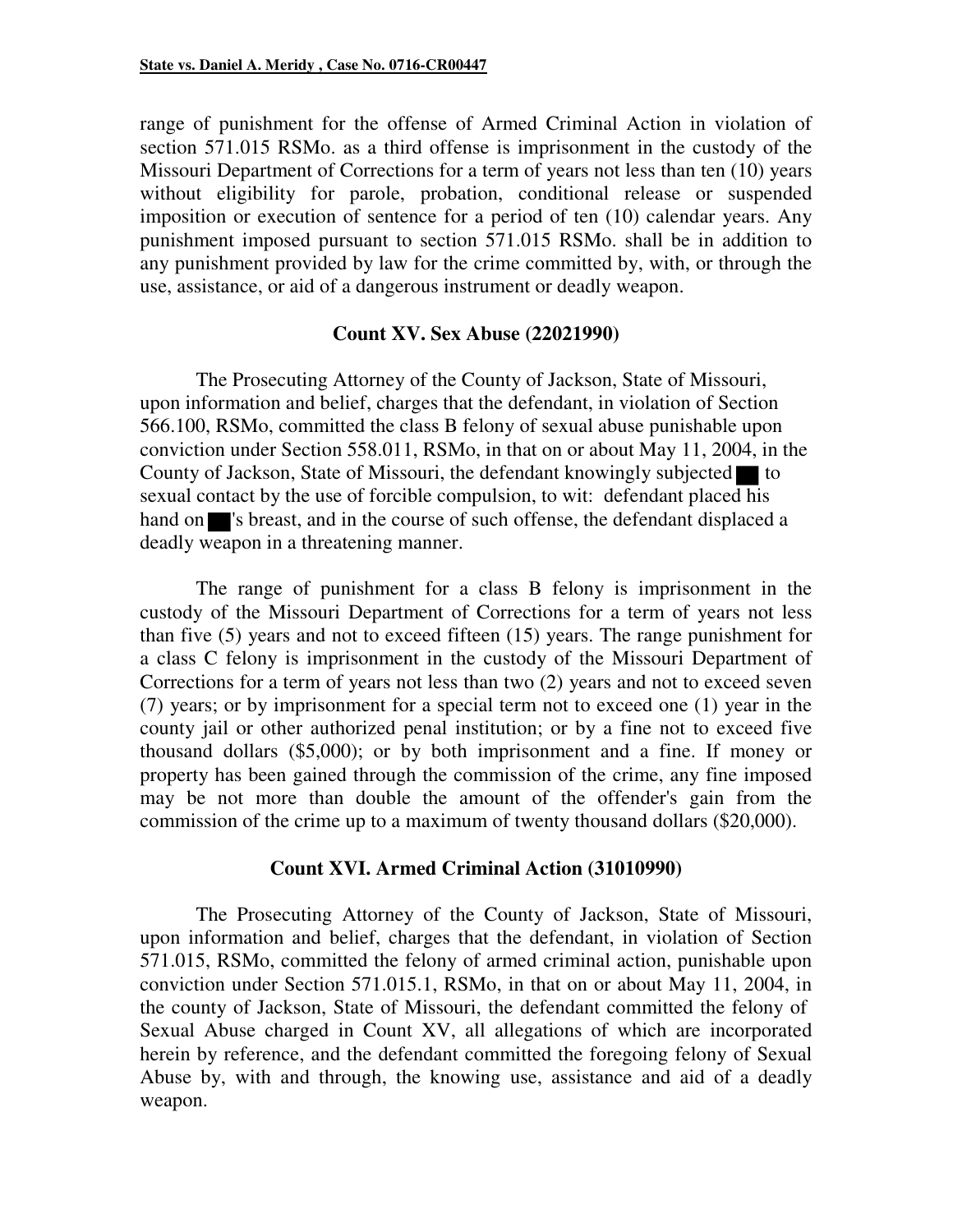range of punishment for the offense of Armed Criminal Action in violation of section 571.015 RSMo. as a third offense is imprisonment in the custody of the Missouri Department of Corrections for a term of years not less than ten (10) years without eligibility for parole, probation, conditional release or suspended imposition or execution of sentence for a period of ten (10) calendar years. Any punishment imposed pursuant to section 571.015 RSMo. shall be in addition to any punishment provided by law for the crime committed by, with, or through the use, assistance, or aid of a dangerous instrument or deadly weapon.

### Count XV. Sex Abuse (22021990)

The Prosecuting Attorney of the County of Jackson, State of Missouri, upon information and belief, charges that the defendant, in violation of Section 566.100, RSMo, committed the class B felony of sexual abuse punishable upon conviction under Section 558.011, RSMo, in that on or about May 11, 2004, in the County of Jackson, State of Missouri, the defendant knowingly subjected ██ to sexual contact by the use of forcible compulsion, to wit: defendant placed his hand on ██'s breast, and in the course of such offense, the defendant displaced a deadly weapon in a threatening manner.

The range of punishment for a class B felony is imprisonment in the custody of the Missouri Department of Corrections for a term of years not less than five (5) years and not to exceed fifteen (15) years. The range punishment for a class C felony is imprisonment in the custody of the Missouri Department of Corrections for a term of years not less than two (2) years and not to exceed seven (7) years; or by imprisonment for a special term not to exceed one (1) year in the county jail or other authorized penal institution; or by a fine not to exceed five thousand dollars ($5,000); or by both imprisonment and a fine. If money or property has been gained through the commission of the crime, any fine imposed may be not more than double the amount of the offender's gain from the commission of the crime up to a maximum of twenty thousand dollars ($20,000).

### Count XVI. Armed Criminal Action (31010990)

The Prosecuting Attorney of the County of Jackson, State of Missouri, upon information and belief, charges that the defendant, in violation of Section 571.015, RSMo, committed the felony of armed criminal action, punishable upon conviction under Section 571.015.1, RSMo, in that on or about May 11, 2004, in the county of Jackson, State of Missouri, the defendant committed the felony of Sexual Abuse charged in Count XV, all allegations of which are incorporated herein by reference, and the defendant committed the foregoing felony of Sexual Abuse by, with and through, the knowing use, assistance and aid of a deadly weapon.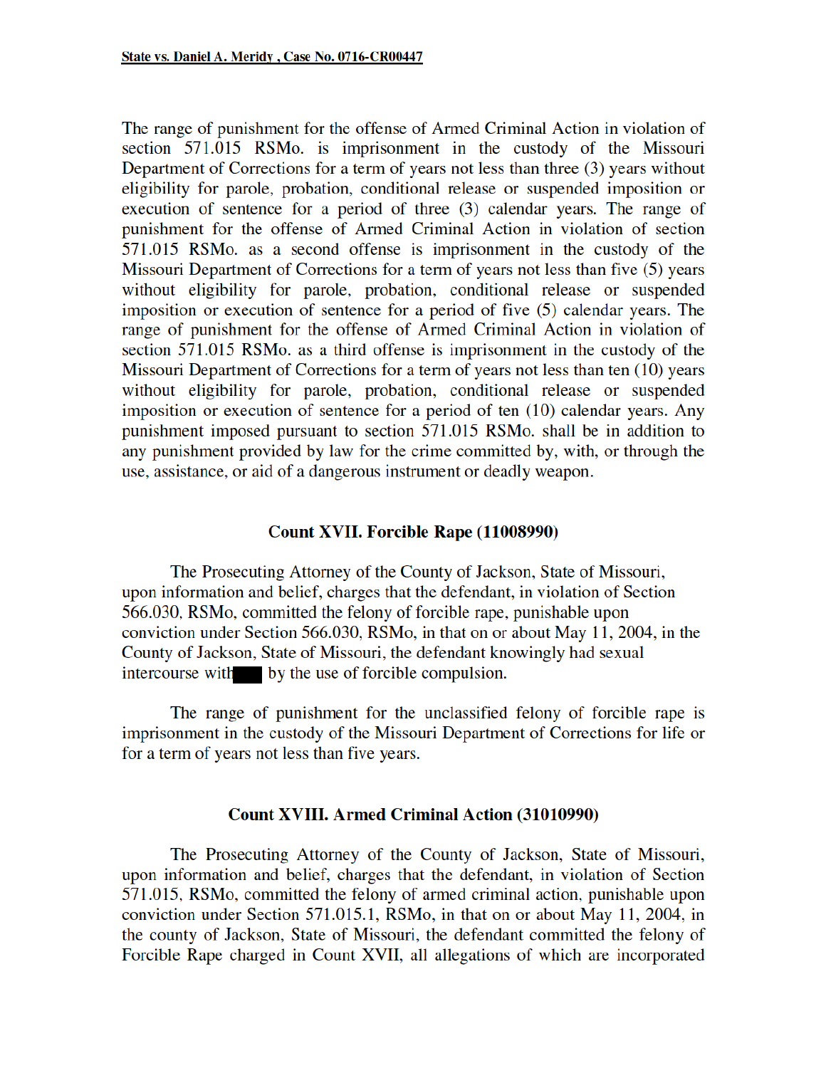The range of punishment for the offense of Armed Criminal Action in violation of section 571.015 RSMo. is imprisonment in the custody of the Missouri Department of Corrections for a term of years not less than three (3) years without eligibility for parole, probation, conditional release or suspended imposition or execution of sentence for a period of three (3) calendar years. The range of punishment for the offense of Armed Criminal Action in violation of section 571.015 RSMo. as a second offense is imprisonment in the custody of the Missouri Department of Corrections for a term of years not less than five (5) years without eligibility for parole, probation, conditional release or suspended imposition or execution of sentence for a period of five (5) calendar years. The range of punishment for the offense of Armed Criminal Action in violation of section 571.015 RSMo. as a third offense is imprisonment in the custody of the Missouri Department of Corrections for a term of years not less than ten (10) years without eligibility for parole, probation, conditional release or suspended imposition or execution of sentence for a period of ten (10) calendar years. Any punishment imposed pursuant to section 571.015 RSMo. shall be in addition to any punishment provided by law for the crime committed by, with, or through the use, assistance, or aid of a dangerous instrument or deadly weapon.

### Count XVII. Forcible Rape (11008990)

The Prosecuting Attorney of the County of Jackson, State of Missouri, upon information and belief, charges that the defendant, in violation of Section 566.030, RSMo, committed the felony of forcible rape, punishable upon conviction under Section 566.030, RSMo, in that on or about May 11, 2004, in the County of Jackson, State of Missouri, the defendant knowingly had sexual intercourse with ███ by the use of forcible compulsion.

The range of punishment for the unclassified felony of forcible rape is imprisonment in the custody of the Missouri Department of Corrections for life or for a term of years not less than five years.

### Count XVIII. Armed Criminal Action (31010990)

The Prosecuting Attorney of the County of Jackson, State of Missouri, upon information and belief, charges that the defendant, in violation of Section 571.015, RSMo, committed the felony of armed criminal action, punishable upon conviction under Section 571.015.1, RSMo, in that on or about May 11, 2004, in the county of Jackson, State of Missouri, the defendant committed the felony of Forcible Rape charged in Count XVII, all allegations of which are incorporated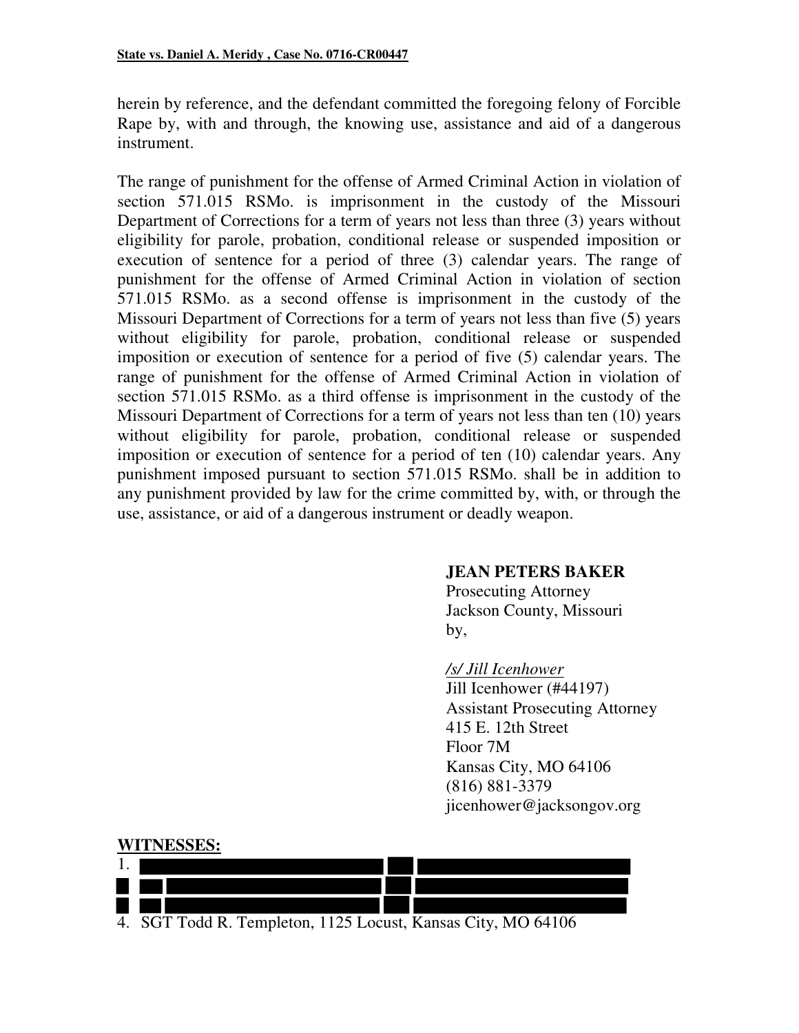herein by reference, and the defendant committed the foregoing felony of Forcible Rape by, with and through, the knowing use, assistance and aid of a dangerous instrument.

The range of punishment for the offense of Armed Criminal Action in violation of section 571.015 RSMo. is imprisonment in the custody of the Missouri Department of Corrections for a term of years not less than three (3) years without eligibility for parole, probation, conditional release or suspended imposition or execution of sentence for a period of three (3) calendar years. The range of punishment for the offense of Armed Criminal Action in violation of section 571.015 RSMo. as a second offense is imprisonment in the custody of the Missouri Department of Corrections for a term of years not less than five (5) years without eligibility for parole, probation, conditional release or suspended imposition or execution of sentence for a period of five (5) calendar years. The range of punishment for the offense of Armed Criminal Action in violation of section 571.015 RSMo. as a third offense is imprisonment in the custody of the Missouri Department of Corrections for a term of years not less than ten (10) years without eligibility for parole, probation, conditional release or suspended imposition or execution of sentence for a period of ten (10) calendar years. Any punishment imposed pursuant to section 571.015 RSMo. shall be in addition to any punishment provided by law for the crime committed by, with, or through the use, assistance, or aid of a dangerous instrument or deadly weapon.

**JEAN PETERS BAKER**
Prosecuting Attorney
Jackson County, Missouri
by,

*/s/ Jill Icenhower*
Jill Icenhower (#44197)
Assistant Prosecuting Attorney
415 E. 12th Street
Floor 7M
Kansas City, MO 64106
(816) 881-3379
jicenhower@jacksongov.org

**WITNESSES:**

1. [REDACTED]
2. [REDACTED]
3. [REDACTED]
4. SGT Todd R. Templeton, 1125 Locust, Kansas City, MO 64106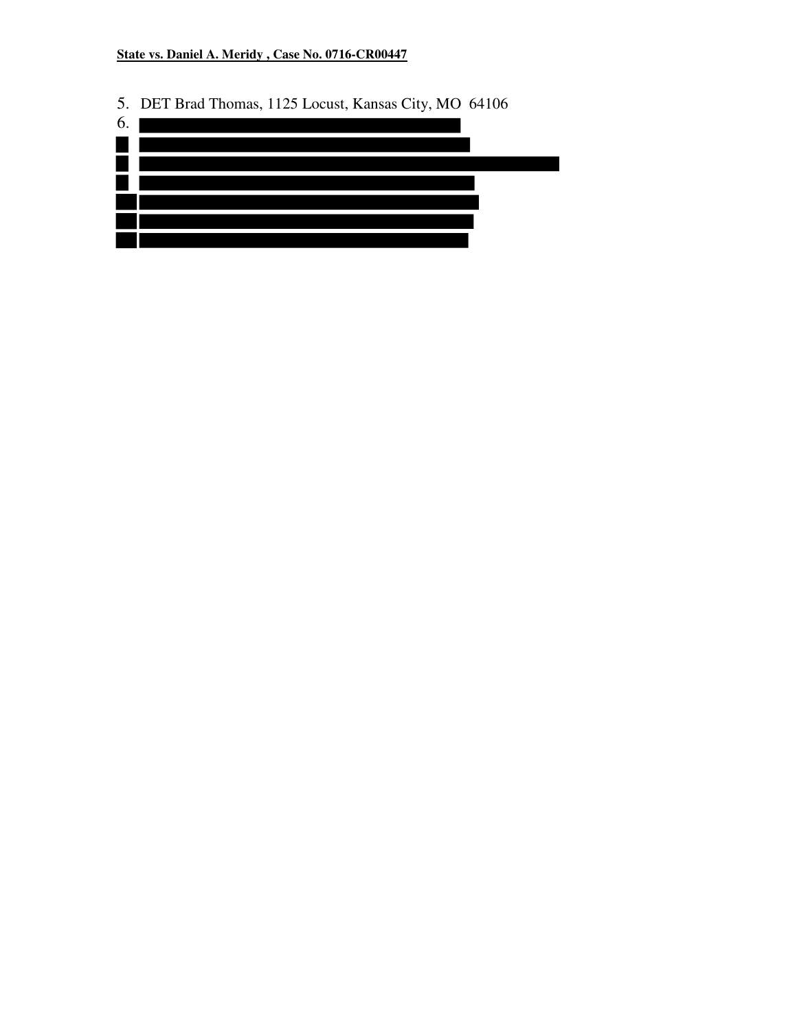5. DET Brad Thomas, 1125 Locust, Kansas City, MO 64106
6.